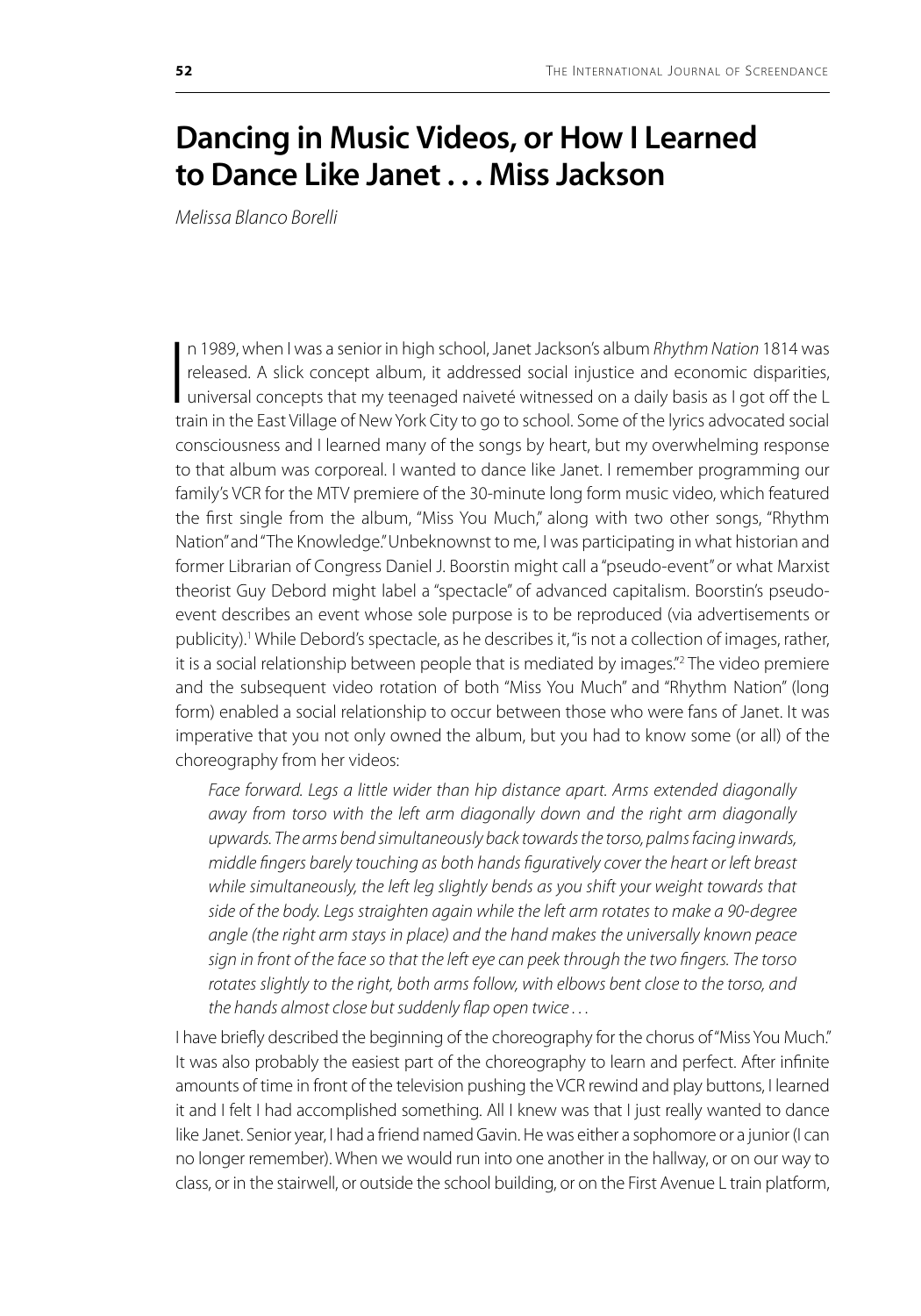# Dancing in Music Videos, or How I Learned to Dance Like Janet . . . Miss Jackson

*Melissa Blanco Borelli*

In 1989, when I was a senior in high school, Janet Jackson's album *Rhythm Nation* 1814 was released. A slick concept album, it addressed social injustice and economic disparities, universal concepts that my teenaged naiveté witnessed on a daily basis as I got off the L train in the East Village of New York City to go to school. Some of the lyrics advocated social consciousness and I learned many of the songs by heart, but my overwhelming response to that album was corporeal. I wanted to dance like Janet. I remember programming our family's VCR for the MTV premiere of the 30-minute long form music video, which featured the first single from the album, "Miss You Much," along with two other songs, "Rhythm Nation" and "The Knowledge." Unbeknownst to me, I was participating in what historian and former Librarian of Congress Daniel J. Boorstin might call a "pseudo-event" or what Marxist theorist Guy Debord might label a "spectacle" of advanced capitalism. Boorstin's pseudo-event describes an event whose sole purpose is to be reproduced (via advertisements or publicity).[1] While Debord's spectacle, as he describes it, "is not a collection of images, rather, it is a social relationship between people that is mediated by images."[2] The video premiere and the subsequent video rotation of both "Miss You Much" and "Rhythm Nation" (long form) enabled a social relationship to occur between those who were fans of Janet. It was imperative that you not only owned the album, but you had to know some (or all) of the choreography from her videos:

> *Face forward. Legs a little wider than hip distance apart. Arms extended diagonally away from torso with the left arm diagonally down and the right arm diagonally upwards. The arms bend simultaneously back towards the torso, palms facing inwards, middle fingers barely touching as both hands figuratively cover the heart or left breast while simultaneously, the left leg slightly bends as you shift your weight towards that side of the body. Legs straighten again while the left arm rotates to make a 90-degree angle (the right arm stays in place) and the hand makes the universally known peace sign in front of the face so that the left eye can peek through the two fingers. The torso rotates slightly to the right, both arms follow, with elbows bent close to the torso, and the hands almost close but suddenly flap open twice . . .*

I have briefly described the beginning of the choreography for the chorus of "Miss You Much." It was also probably the easiest part of the choreography to learn and perfect. After infinite amounts of time in front of the television pushing the VCR rewind and play buttons, I learned it and I felt I had accomplished something. All I knew was that I just really wanted to dance like Janet. Senior year, I had a friend named Gavin. He was either a sophomore or a junior (I can no longer remember). When we would run into one another in the hallway, or on our way to class, or in the stairwell, or outside the school building, or on the First Avenue L train platform,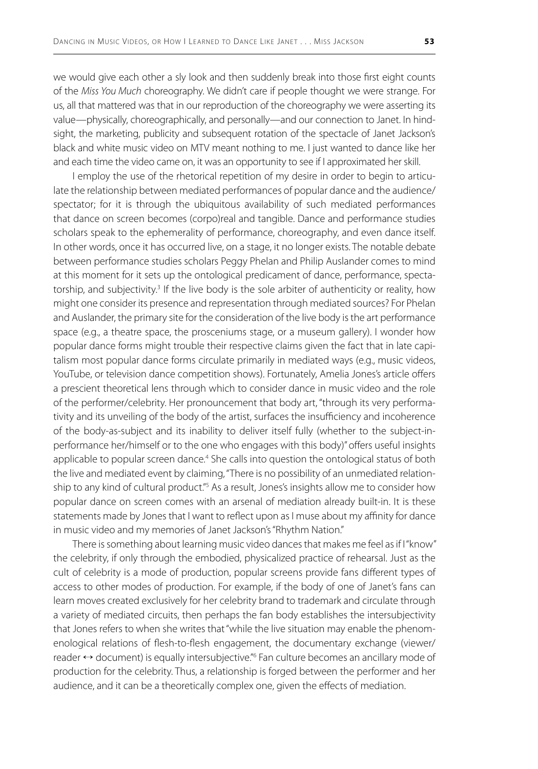we would give each other a sly look and then suddenly break into those first eight counts of the *Miss You Much* choreography. We didn't care if people thought we were strange. For us, all that mattered was that in our reproduction of the choreography we were asserting its value—physically, choreographically, and personally—and our connection to Janet. In hindsight, the marketing, publicity and subsequent rotation of the spectacle of Janet Jackson's black and white music video on MTV meant nothing to me. I just wanted to dance like her and each time the video came on, it was an opportunity to see if I approximated her skill.

I employ the use of the rhetorical repetition of my desire in order to begin to articulate the relationship between mediated performances of popular dance and the audience/spectator; for it is through the ubiquitous availability of such mediated performances that dance on screen becomes (corpo)real and tangible. Dance and performance studies scholars speak to the ephemerality of performance, choreography, and even dance itself. In other words, once it has occurred live, on a stage, it no longer exists. The notable debate between performance studies scholars Peggy Phelan and Philip Auslander comes to mind at this moment for it sets up the ontological predicament of dance, performance, spectatorship, and subjectivity.[3] If the live body is the sole arbiter of authenticity or reality, how might one consider its presence and representation through mediated sources? For Phelan and Auslander, the primary site for the consideration of the live body is the art performance space (e.g., a theatre space, the prosceniums stage, or a museum gallery). I wonder how popular dance forms might trouble their respective claims given the fact that in late capitalism most popular dance forms circulate primarily in mediated ways (e.g., music videos, YouTube, or television dance competition shows). Fortunately, Amelia Jones's article offers a prescient theoretical lens through which to consider dance in music video and the role of the performer/celebrity. Her pronouncement that body art, "through its very performativity and its unveiling of the body of the artist, surfaces the insufficiency and incoherence of the body-as-subject and its inability to deliver itself fully (whether to the subject-in-performance her/himself or to the one who engages with this body)" offers useful insights applicable to popular screen dance.[4] She calls into question the ontological status of both the live and mediated event by claiming, "There is no possibility of an unmediated relationship to any kind of cultural product."[5] As a result, Jones's insights allow me to consider how popular dance on screen comes with an arsenal of mediation already built-in. It is these statements made by Jones that I want to reflect upon as I muse about my affinity for dance in music video and my memories of Janet Jackson's "Rhythm Nation."

There is something about learning music video dances that makes me feel as if I "know" the celebrity, if only through the embodied, physicalized practice of rehearsal. Just as the cult of celebrity is a mode of production, popular screens provide fans different types of access to other modes of production. For example, if the body of one of Janet's fans can learn moves created exclusively for her celebrity brand to trademark and circulate through a variety of mediated circuits, then perhaps the fan body establishes the intersubjectivity that Jones refers to when she writes that "while the live situation may enable the phenomenological relations of flesh-to-flesh engagement, the documentary exchange (viewer/reader ↔ document) is equally intersubjective."[6] Fan culture becomes an ancillary mode of production for the celebrity. Thus, a relationship is forged between the performer and her audience, and it can be a theoretically complex one, given the effects of mediation.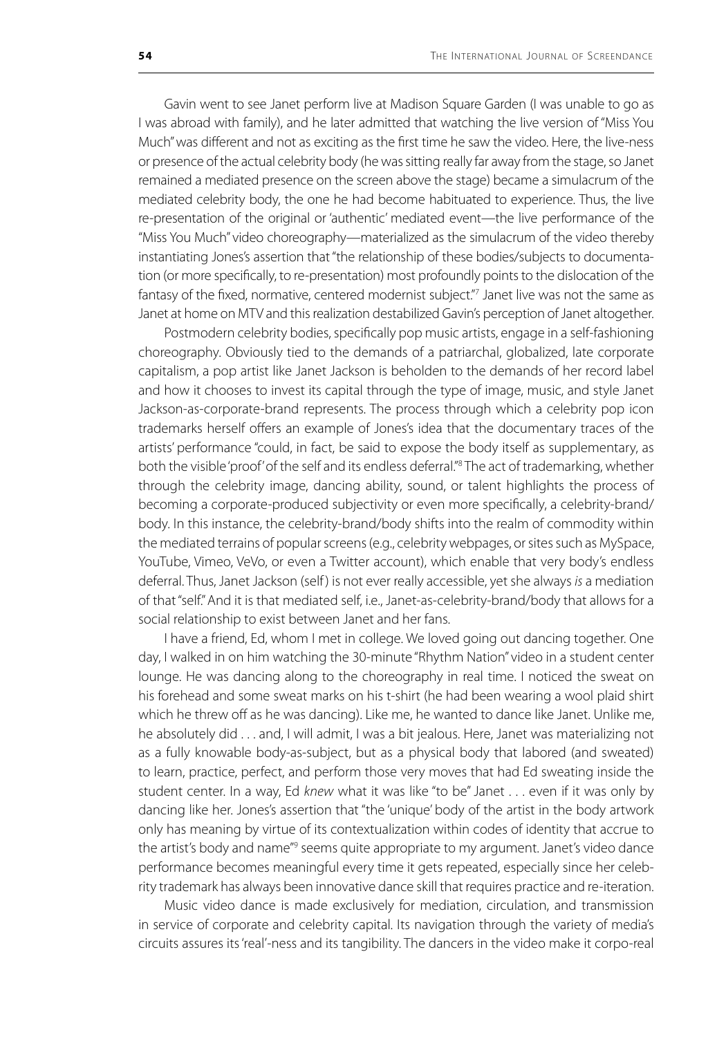Gavin went to see Janet perform live at Madison Square Garden (I was unable to go as I was abroad with family), and he later admitted that watching the live version of "Miss You Much" was different and not as exciting as the first time he saw the video. Here, the live-ness or presence of the actual celebrity body (he was sitting really far away from the stage, so Janet remained a mediated presence on the screen above the stage) became a simulacrum of the mediated celebrity body, the one he had become habituated to experience. Thus, the live re-presentation of the original or 'authentic' mediated event—the live performance of the "Miss You Much" video choreography—materialized as the simulacrum of the video thereby instantiating Jones's assertion that "the relationship of these bodies/subjects to documentation (or more specifically, to re-presentation) most profoundly points to the dislocation of the fantasy of the fixed, normative, centered modernist subject."[7] Janet live was not the same as Janet at home on MTV and this realization destabilized Gavin's perception of Janet altogether.

Postmodern celebrity bodies, specifically pop music artists, engage in a self-fashioning choreography. Obviously tied to the demands of a patriarchal, globalized, late corporate capitalism, a pop artist like Janet Jackson is beholden to the demands of her record label and how it chooses to invest its capital through the type of image, music, and style Janet Jackson-as-corporate-brand represents. The process through which a celebrity pop icon trademarks herself offers an example of Jones's idea that the documentary traces of the artists' performance "could, in fact, be said to expose the body itself as supplementary, as both the visible 'proof' of the self and its endless deferral."[8] The act of trademarking, whether through the celebrity image, dancing ability, sound, or talent highlights the process of becoming a corporate-produced subjectivity or even more specifically, a celebrity-brand/body. In this instance, the celebrity-brand/body shifts into the realm of commodity within the mediated terrains of popular screens (e.g., celebrity webpages, or sites such as MySpace, YouTube, Vimeo, VeVo, or even a Twitter account), which enable that very body's endless deferral. Thus, Janet Jackson (self) is not ever really accessible, yet she always *is* a mediation of that "self." And it is that mediated self, i.e., Janet-as-celebrity-brand/body that allows for a social relationship to exist between Janet and her fans.

I have a friend, Ed, whom I met in college. We loved going out dancing together. One day, I walked in on him watching the 30-minute "Rhythm Nation" video in a student center lounge. He was dancing along to the choreography in real time. I noticed the sweat on his forehead and some sweat marks on his t-shirt (he had been wearing a wool plaid shirt which he threw off as he was dancing). Like me, he wanted to dance like Janet. Unlike me, he absolutely did . . . and, I will admit, I was a bit jealous. Here, Janet was materializing not as a fully knowable body-as-subject, but as a physical body that labored (and sweated) to learn, practice, perfect, and perform those very moves that had Ed sweating inside the student center. In a way, Ed *knew* what it was like "to be" Janet . . . even if it was only by dancing like her. Jones's assertion that "the 'unique' body of the artist in the body artwork only has meaning by virtue of its contextualization within codes of identity that accrue to the artist's body and name"[9] seems quite appropriate to my argument. Janet's video dance performance becomes meaningful every time it gets repeated, especially since her celebrity trademark has always been innovative dance skill that requires practice and re-iteration.

Music video dance is made exclusively for mediation, circulation, and transmission in service of corporate and celebrity capital. Its navigation through the variety of media's circuits assures its 'real'-ness and its tangibility. The dancers in the video make it corpo-real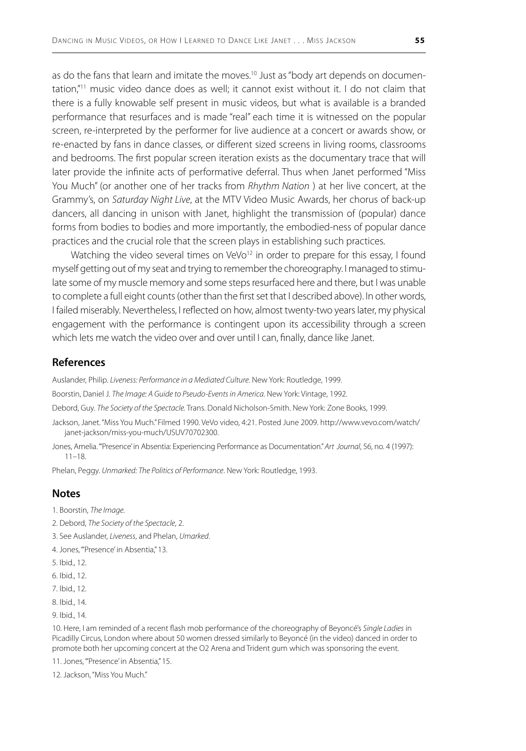as do the fans that learn and imitate the moves.[10] Just as "body art depends on documentation,"[11] music video dance does as well; it cannot exist without it. I do not claim that there is a fully knowable self present in music videos, but what is available is a branded performance that resurfaces and is made "real" each time it is witnessed on the popular screen, re-interpreted by the performer for live audience at a concert or awards show, or re-enacted by fans in dance classes, or different sized screens in living rooms, classrooms and bedrooms. The first popular screen iteration exists as the documentary trace that will later provide the infinite acts of performative deferral. Thus when Janet performed "Miss You Much" (or another one of her tracks from *Rhythm Nation* ) at her live concert, at the Grammy's, on *Saturday Night Live*, at the MTV Video Music Awards, her chorus of back-up dancers, all dancing in unison with Janet, highlight the transmission of (popular) dance forms from bodies to bodies and more importantly, the embodied-ness of popular dance practices and the crucial role that the screen plays in establishing such practices.

Watching the video several times on VeVo[12] in order to prepare for this essay, I found myself getting out of my seat and trying to remember the choreography. I managed to stimulate some of my muscle memory and some steps resurfaced here and there, but I was unable to complete a full eight counts (other than the first set that I described above). In other words, I failed miserably. Nevertheless, I reflected on how, almost twenty-two years later, my physical engagement with the performance is contingent upon its accessibility through a screen which lets me watch the video over and over until I can, finally, dance like Janet.

## References

Auslander, Philip. *Liveness: Performance in a Mediated Culture*. New York: Routledge, 1999.

Boorstin, Daniel J. *The Image: A Guide to Pseudo-Events in America*. New York: Vintage, 1992.

Debord, Guy. *The Society of the Spectacle.* Trans. Donald Nicholson-Smith. New York: Zone Books, 1999.

Jackson, Janet. "Miss You Much." Filmed 1990. VeVo video, 4:21. Posted June 2009. http://www.vevo.com/watch/janet-jackson/miss-you-much/USUV70702300.

Jones, Amelia. "'Presence' in Absentia: Experiencing Performance as Documentation." *Art Journal*, 56, no. 4 (1997): 11–18.

Phelan, Peggy. *Unmarked: The Politics of Performance*. New York: Routledge, 1993.

## Notes

1. Boorstin, *The Image.*
2. Debord, *The Society of the Spectacle*, 2.
3. See Auslander, *Liveness*, and Phelan, *Umarked*.
4. Jones, "'Presence' in Absentia," 13.
5. Ibid., 12.
6. Ibid., 12.
7. Ibid., 12.
8. Ibid., 14.
9. Ibid., 14.
10. Here, I am reminded of a recent flash mob performance of the choreography of Beyoncé's *Single Ladies* in Picadilly Circus, London where about 50 women dressed similarly to Beyoncé (in the video) danced in order to promote both her upcoming concert at the O2 Arena and Trident gum which was sponsoring the event.
11. Jones, "'Presence' in Absentia," 15.
12. Jackson, "Miss You Much."